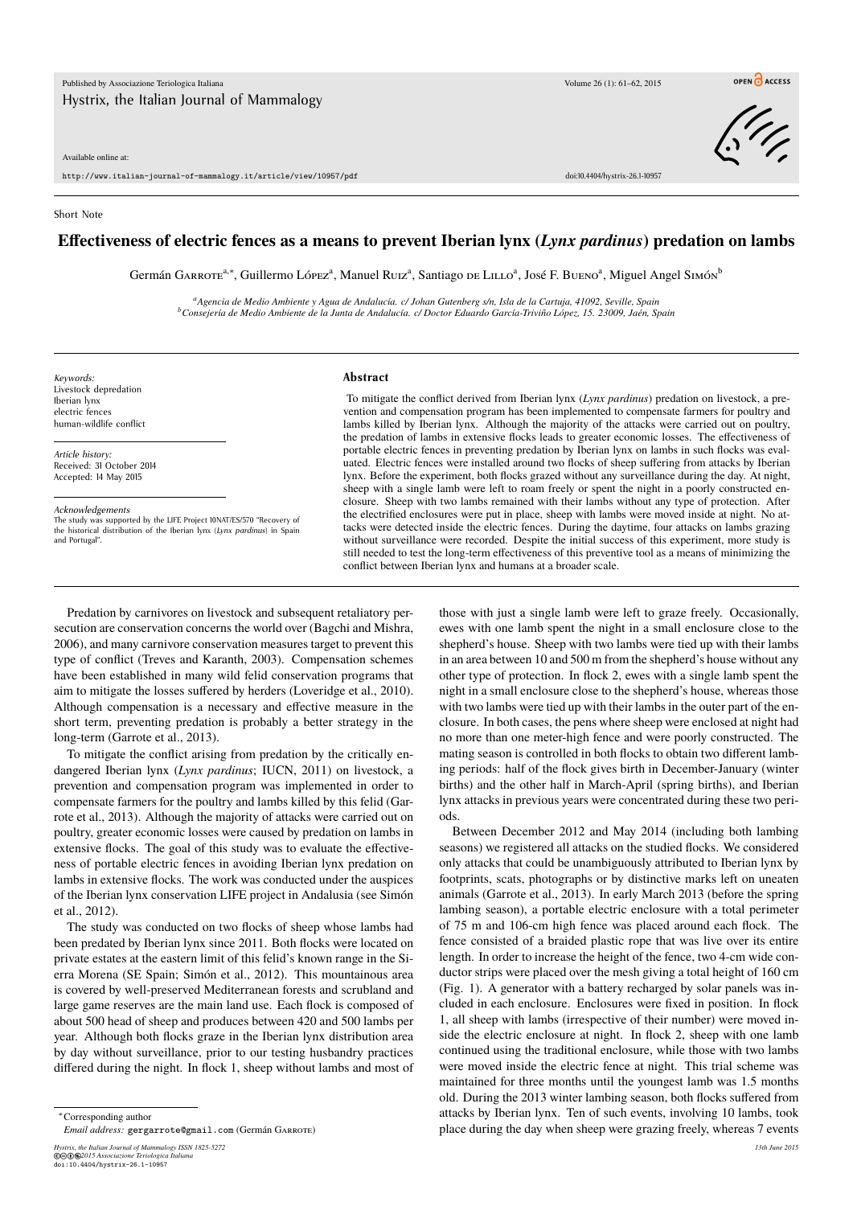Short Note

# Effectiveness of electric fences as a means to prevent Iberian lynx (*Lynx pardinus*) predation on lambs

Germán Garrote[a,*], Guillermo López[a], Manuel Ruiz[a], Santiago de Lillo[a], José F. Bueno[a], Miguel Angel Simón[b]

[a]*Agencia de Medio Ambiente y Agua de Andalucía. c/ Johan Gutenberg s/n, Isla de la Cartuja, 41092, Seville, Spain*
[b]*Consejería de Medio Ambiente de la Junta de Andalucía. c/ Doctor Eduardo García-Triviño López, 15. 23009, Jaén, Spain*

*Keywords:*
Livestock depredation
Iberian lynx
electric fences
human-wildlife conflict

*Article history:*
Received: 31 October 2014
Accepted: 14 May 2015

*Acknowledgements*
The study was supported by the LIFE Project 10NAT/ES/570 "Recovery of the historical distribution of the Iberian lynx (*Lynx pardinus*) in Spain and Portugal".

## Abstract

To mitigate the conflict derived from Iberian lynx (*Lynx pardinus*) predation on livestock, a prevention and compensation program has been implemented to compensate farmers for poultry and lambs killed by Iberian lynx. Although the majority of the attacks were carried out on poultry, the predation of lambs in extensive flocks leads to greater economic losses. The effectiveness of portable electric fences in preventing predation by Iberian lynx on lambs in such flocks was evaluated. Electric fences were installed around two flocks of sheep suffering from attacks by Iberian lynx. Before the experiment, both flocks grazed without any surveillance during the day. At night, sheep with a single lamb were left to roam freely or spent the night in a poorly constructed enclosure. Sheep with two lambs remained with their lambs without any type of protection. After the electrified enclosures were put in place, sheep with lambs were moved inside at night. No attacks were detected inside the electric fences. During the daytime, four attacks on lambs grazing without surveillance were recorded. Despite the initial success of this experiment, more study is still needed to test the long-term effectiveness of this preventive tool as a means of minimizing the conflict between Iberian lynx and humans at a broader scale.

Predation by carnivores on livestock and subsequent retaliatory persecution are conservation concerns the world over (Bagchi and Mishra, 2006), and many carnivore conservation measures target to prevent this type of conflict (Treves and Karanth, 2003). Compensation schemes have been established in many wild felid conservation programs that aim to mitigate the losses suffered by herders (Loveridge et al., 2010). Although compensation is a necessary and effective measure in the short term, preventing predation is probably a better strategy in the long-term (Garrote et al., 2013).

To mitigate the conflict arising from predation by the critically endangered Iberian lynx (*Lynx pardinus*; IUCN, 2011) on livestock, a prevention and compensation program was implemented in order to compensate farmers for the poultry and lambs killed by this felid (Garrote et al., 2013). Although the majority of attacks were carried out on poultry, greater economic losses were caused by predation on lambs in extensive flocks. The goal of this study was to evaluate the effectiveness of portable electric fences in avoiding Iberian lynx predation on lambs in extensive flocks. The work was conducted under the auspices of the Iberian lynx conservation LIFE project in Andalusia (see Simón et al., 2012).

The study was conducted on two flocks of sheep whose lambs had been predated by Iberian lynx since 2011. Both flocks were located on private estates at the eastern limit of this felid's known range in the Sierra Morena (SE Spain; Simón et al., 2012). This mountainous area is covered by well-preserved Mediterranean forests and scrubland and large game reserves are the main land use. Each flock is composed of about 500 head of sheep and produces between 420 and 500 lambs per year. Although both flocks graze in the Iberian lynx distribution area by day without surveillance, prior to our testing husbandry practices differed during the night. In flock 1, sheep without lambs and most of those with just a single lamb were left to graze freely. Occasionally, ewes with one lamb spent the night in a small enclosure close to the shepherd's house. Sheep with two lambs were tied up with their lambs in an area between 10 and 500 m from the shepherd's house without any other type of protection. In flock 2, ewes with a single lamb spent the night in a small enclosure close to the shepherd's house, whereas those with two lambs were tied up with their lambs in the outer part of the enclosure. In both cases, the pens where sheep were enclosed at night had no more than one meter-high fence and were poorly constructed. The mating season is controlled in both flocks to obtain two different lambing periods: half of the flock gives birth in December-January (winter births) and the other half in March-April (spring births), and Iberian lynx attacks in previous years were concentrated during these two periods.

Between December 2012 and May 2014 (including both lambing seasons) we registered all attacks on the studied flocks. We considered only attacks that could be unambiguously attributed to Iberian lynx by footprints, scats, photographs or by distinctive marks left on uneaten animals (Garrote et al., 2013). In early March 2013 (before the spring lambing season), a portable electric enclosure with a total perimeter of 75 m and 106-cm high fence was placed around each flock. The fence consisted of a braided plastic rope that was live over its entire length. In order to increase the height of the fence, two 4-cm wide conductor strips were placed over the mesh giving a total height of 160 cm (Fig. 1). A generator with a battery recharged by solar panels was included in each enclosure. Enclosures were fixed in position. In flock 1, all sheep with lambs (irrespective of their number) were moved inside the electric enclosure at night. In flock 2, sheep with one lamb continued using the traditional enclosure, while those with two lambs were moved inside the electric fence at night. This trial scheme was maintained for three months until the youngest lamb was 1.5 months old. During the 2013 winter lambing season, both flocks suffered from attacks by Iberian lynx. Ten of such events, involving 10 lambs, took place during the day when sheep were grazing freely, whereas 7 events

*Corresponding author
*Email address:* gergarrote@gmail.com (Germán Garrote)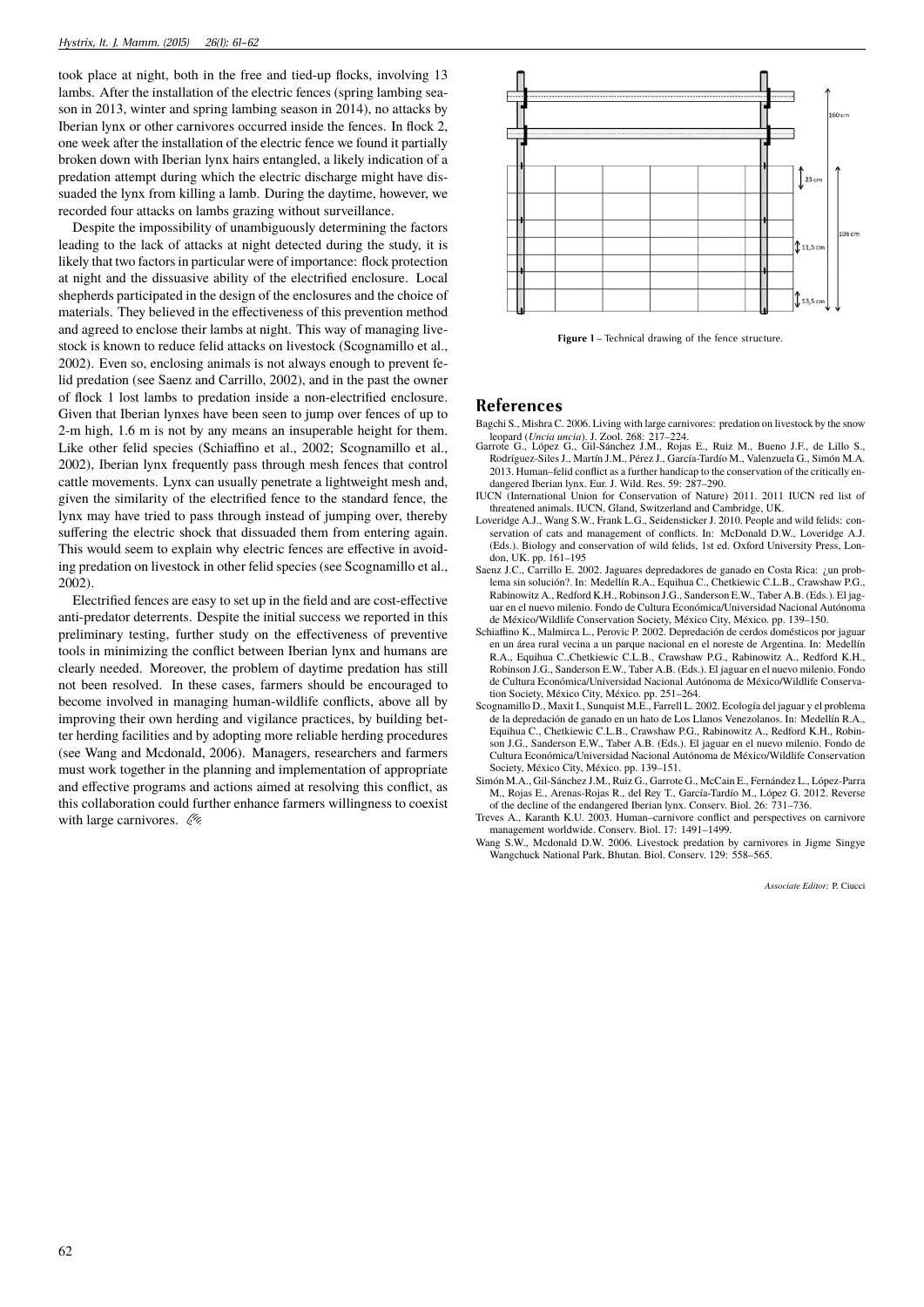took place at night, both in the free and tied-up flocks, involving 13 lambs. After the installation of the electric fences (spring lambing season in 2013, winter and spring lambing season in 2014), no attacks by Iberian lynx or other carnivores occurred inside the fences. In flock 2, one week after the installation of the electric fence we found it partially broken down with Iberian lynx hairs entangled, a likely indication of a predation attempt during which the electric discharge might have dissuaded the lynx from killing a lamb. During the daytime, however, we recorded four attacks on lambs grazing without surveillance.

Despite the impossibility of unambiguously determining the factors leading to the lack of attacks at night detected during the study, it is likely that two factors in particular were of importance: flock protection at night and the dissuasive ability of the electrified enclosure. Local shepherds participated in the design of the enclosures and the choice of materials. They believed in the effectiveness of this prevention method and agreed to enclose their lambs at night. This way of managing livestock is known to reduce felid attacks on livestock (Scognamillo et al., 2002). Even so, enclosing animals is not always enough to prevent felid predation (see Saenz and Carrillo, 2002), and in the past the owner of flock 1 lost lambs to predation inside a non-electrified enclosure. Given that Iberian lynxes have been seen to jump over fences of up to 2-m high, 1.6 m is not by any means an insuperable height for them. Like other felid species (Schiaffino et al., 2002; Scognamillo et al., 2002), Iberian lynx frequently pass through mesh fences that control cattle movements. Lynx can usually penetrate a lightweight mesh and, given the similarity of the electrified fence to the standard fence, the lynx may have tried to pass through instead of jumping over, thereby suffering the electric shock that dissuaded them from entering again. This would seem to explain why electric fences are effective in avoiding predation on livestock in other felid species (see Scognamillo et al., 2002).

Electrified fences are easy to set up in the field and are cost-effective anti-predator deterrents. Despite the initial success we reported in this preliminary testing, further study on the effectiveness of preventive tools in minimizing the conflict between Iberian lynx and humans are clearly needed. Moreover, the problem of daytime predation has still not been resolved. In these cases, farmers should be encouraged to become involved in managing human-wildlife conflicts, above all by improving their own herding and vigilance practices, by building better herding facilities and by adopting more reliable herding procedures (see Wang and Mcdonald, 2006). Managers, researchers and farmers must work together in the planning and implementation of appropriate and effective programs and actions aimed at resolving this conflict, as this collaboration could further enhance farmers willingness to coexist with large carnivores.

160 cm
23 cm
106 cm
11,5 cm
13,5 cm

**Figure 1** – Technical drawing of the fence structure.

## References

Bagchi S., Mishra C. 2006. Living with large carnivores: predation on livestock by the snow leopard (*Uncia uncia*). J. Zool. 268: 217–224.

Garrote G., López G., Gil-Sánchez J.M., Rojas E., Ruiz M., Bueno J.F., de Lillo S., Rodríguez-Siles J., Martín J.M., Pérez J., García-Tardío M., Valenzuela G., Simón M.A. 2013. Human–felid conflict as a further handicap to the conservation of the critically endangered Iberian lynx. Eur. J. Wild. Res. 59: 287–290.

IUCN (International Union for Conservation of Nature) 2011. 2011 IUCN red list of threatened animals. IUCN, Gland, Switzerland and Cambridge, UK.

Loveridge A.J., Wang S.W., Frank L.G., Seidensticker J. 2010. People and wild felids: conservation of cats and management of conflicts. In: McDonald D.W., Loveridge A.J. (Eds.). Biology and conservation of wild felids, 1st ed. Oxford University Press, London, UK. pp. 161–195

Saenz J.C., Carrillo E. 2002. Jaguares depredadores de ganado en Costa Rica: ¿un problema sin solución?. In: Medellín R.A., Equihua C., Chetkiewic C.L.B., Crawshaw P.G., Rabinowitz A., Redford K.H., Robinson J.G., Sanderson E.W., Taber A.B. (Eds.). El jaguar en el nuevo milenio. Fondo de Cultura Económica/Universidad Nacional Autónoma de México/Wildlife Conservation Society, México City, México. pp. 139–150.

Schiaffino K., Malmirca L., Perovic P. 2002. Depredación de cerdos domésticos por jaguar en un área rural vecina a un parque nacional en el noreste de Argentina. In: Medellín R.A., Equihua C.,Chetkiewic C.L.B., Crawshaw P.G., Rabinowitz A., Redford K.H., Robinson J.G., Sanderson E.W., Taber A.B. (Eds.). El jaguar en el nuevo milenio. Fondo de Cultura Económica/Universidad Nacional Autónoma de México/Wildlife Conservation Society, México City, México. pp. 251–264.

Scognamillo D., Maxit I., Sunquist M.E., Farrell L. 2002. Ecología del jaguar y el problema de la depredación de ganado en un hato de Los Llanos Venezolanos. In: Medellín R.A., Equihua C., Chetkiewic C.L.B., Crawshaw P.G., Rabinowitz A., Redford K.H., Robinson J.G., Sanderson E.W., Taber A.B. (Eds.). El jaguar en el nuevo milenio. Fondo de Cultura Económica/Universidad Nacional Autónoma de México/Wildlife Conservation Society, México City, México. pp. 139–151.

Simón M.A., Gil-Sánchez J.M., Ruiz G., Garrote G., McCain E., Fernández L., López-Parra M., Rojas E., Arenas-Rojas R., del Rey T., García-Tardío M., López G. 2012. Reverse of the decline of the endangered Iberian lynx. Conserv. Biol. 26: 731–736.

Treves A., Karanth K.U. 2003. Human–carnivore conflict and perspectives on carnivore management worldwide. Conserv. Biol. 17: 1491–1499.

Wang S.W., Mcdonald D.W. 2006. Livestock predation by carnivores in Jigme Singye Wangchuck National Park, Bhutan. Biol. Conserv. 129: 558–565.

*Associate Editor:* P. Ciucci